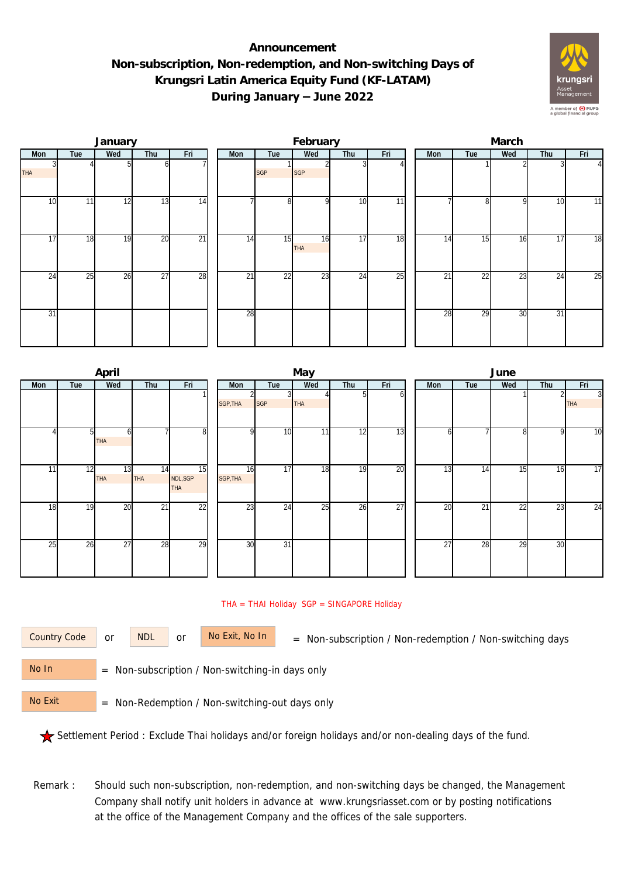# Announcement
## Non-subscription, Non-redemption, and Non-switching Days of Krungsri Latin America Equity Fund (KF-LATAM)
## During January – June 2022

### January

| Mon | Tue | Wed | Thu | Fri |
|---|---|---|---|---|
| 3 THA | 4 | 5 | 6 | 7 |
| 10 | 11 | 12 | 13 | 14 |
| 17 | 18 | 19 | 20 | 21 |
| 24 | 25 | 26 | 27 | 28 |
| 31 | | | | |

### February

| Mon | Tue | Wed | Thu | Fri |
|---|---|---|---|---|
| | 1 SGP | 2 SGP | 3 | 4 |
| 7 | 8 | 9 | 10 | 11 |
| 14 | 15 | 16 THA | 17 | 18 |
| 21 | 22 | 23 | 24 | 25 |
| 28 | | | | |

### March

| Mon | Tue | Wed | Thu | Fri |
|---|---|---|---|---|
| | 1 | 2 | 3 | 4 |
| 7 | 8 | 9 | 10 | 11 |
| 14 | 15 | 16 | 17 | 18 |
| 21 | 22 | 23 | 24 | 25 |
| 28 | 29 | 30 | 31 | |

### April

| Mon | Tue | Wed | Thu | Fri |
|---|---|---|---|---|
| | | | | 1 |
| 4 | 5 | 6 THA | 7 | 8 |
| 11 | 12 | 13 THA | 14 THA | 15 NDL,SGP THA |
| 18 | 19 | 20 | 21 | 22 |
| 25 | 26 | 27 | 28 | 29 |

### May

| Mon | Tue | Wed | Thu | Fri |
|---|---|---|---|---|
| 2 SGP,THA | 3 SGP | 4 THA | 5 | 6 |
| 9 | 10 | 11 | 12 | 13 |
| 16 SGP,THA | 17 | 18 | 19 | 20 |
| 23 | 24 | 25 | 26 | 27 |
| 30 | 31 | | | |

### June

| Mon | Tue | Wed | Thu | Fri |
|---|---|---|---|---|
| | | 1 | 2 | 3 THA |
| 6 | 7 | 8 | 9 | 10 |
| 13 | 14 | 15 | 16 | 17 |
| 20 | 21 | 22 | 23 | 24 |
| 27 | 28 | 29 | 30 | |

THA = THAI Holiday SGP = SINGAPORE Holiday

Country Code or NDL or No Exit, No In = Non-subscription / Non-redemption / Non-switching days

No In = Non-subscription / Non-switching-in days only

No Exit = Non-Redemption / Non-switching-out days only

★ Settlement Period : Exclude Thai holidays and/or foreign holidays and/or non-dealing days of the fund.

Remark : Should such non-subscription, non-redemption, and non-switching days be changed, the Management Company shall notify unit holders in advance at www.krungsriasset.com or by posting notifications at the office of the Management Company and the offices of the sale supporters.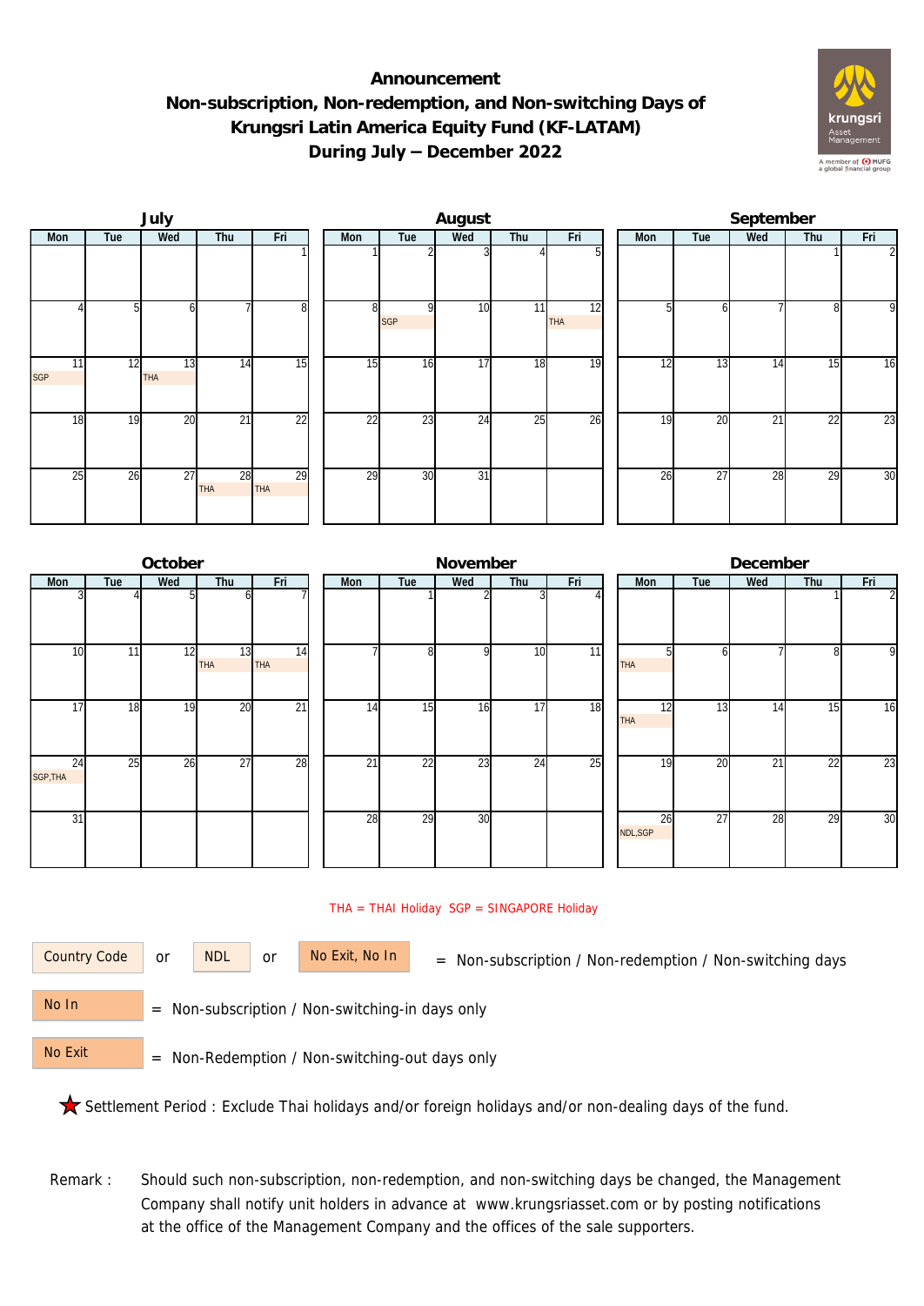**Announcement**
**Non-subscription, Non-redemption, and Non-switching Days of Krungsri Latin America Equity Fund (KF-LATAM)**
**During July – December 2022**

**July**

| Mon | Tue | Wed | Thu | Fri |
|---|---|---|---|---|
| | | | | 1 |
| 4 | 5 | 6 | 7 | 8 |
| 11 SGP | 12 | 13 THA | 14 | 15 |
| 18 | 19 | 20 | 21 | 22 |
| 25 | 26 | 27 | 28 THA | 29 THA |

**August**

| Mon | Tue | Wed | Thu | Fri |
|---|---|---|---|---|
| 1 | 2 | 3 | 4 | 5 |
| 8 | 9 SGP | 10 | 11 | 12 THA |
| 15 | 16 | 17 | 18 | 19 |
| 22 | 23 | 24 | 25 | 26 |
| 29 | 30 | 31 | | |

**September**

| Mon | Tue | Wed | Thu | Fri |
|---|---|---|---|---|
| | | | 1 | 2 |
| 5 | 6 | 7 | 8 | 9 |
| 12 | 13 | 14 | 15 | 16 |
| 19 | 20 | 21 | 22 | 23 |
| 26 | 27 | 28 | 29 | 30 |

**October**

| Mon | Tue | Wed | Thu | Fri |
|---|---|---|---|---|
| 3 | 4 | 5 | 6 | 7 |
| 10 | 11 | 12 | 13 THA | 14 THA |
| 17 | 18 | 19 | 20 | 21 |
| 24 SGP,THA | 25 | 26 | 27 | 28 |
| 31 | | | | |

**November**

| Mon | Tue | Wed | Thu | Fri |
|---|---|---|---|---|
| | 1 | 2 | 3 | 4 |
| 7 | 8 | 9 | 10 | 11 |
| 14 | 15 | 16 | 17 | 18 |
| 21 | 22 | 23 | 24 | 25 |
| 28 | 29 | 30 | | |

**December**

| Mon | Tue | Wed | Thu | Fri |
|---|---|---|---|---|
| | | | 1 | 2 |
| 5 THA | 6 | 7 | 8 | 9 |
| 12 THA | 13 | 14 | 15 | 16 |
| 19 | 20 | 21 | 22 | 23 |
| 26 NDL,SGP | 27 | 28 | 29 | 30 |

THA = THAI Holiday SGP = SINGAPORE Holiday

Country Code or NDL or No Exit, No In = Non-subscription / Non-redemption / Non-switching days

No In = Non-subscription / Non-switching-in days only

No Exit = Non-Redemption / Non-switching-out days only

★ Settlement Period : Exclude Thai holidays and/or foreign holidays and/or non-dealing days of the fund.

Remark : Should such non-subscription, non-redemption, and non-switching days be changed, the Management Company shall notify unit holders in advance at www.krungsriasset.com or by posting notifications at the office of the Management Company and the offices of the sale supporters.